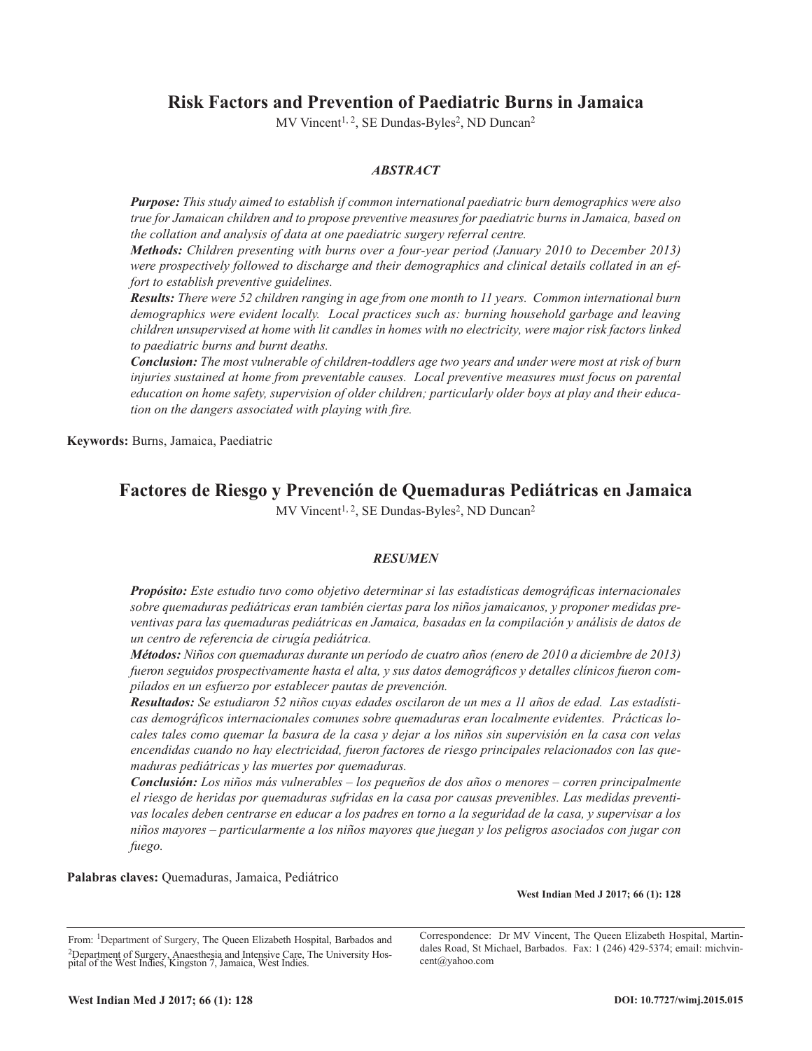# Risk Factors and Prevention of Paediatric Burns in Jamaica

MV Vincent[1, 2], SE Dundas-Byles[2], ND Duncan[2]

### *ABSTRACT*

***Purpose:*** *This study aimed to establish if common international paediatric burn demographics were also true for Jamaican children and to propose preventive measures for paediatric burns in Jamaica, based on the collation and analysis of data at one paediatric surgery referral centre.*

***Methods:*** *Children presenting with burns over a four-year period (January 2010 to December 2013) were prospectively followed to discharge and their demographics and clinical details collated in an effort to establish preventive guidelines.*

***Results:*** *There were 52 children ranging in age from one month to 11 years. Common international burn demographics were evident locally. Local practices such as: burning household garbage and leaving children unsupervised at home with lit candles in homes with no electricity, were major risk factors linked to paediatric burns and burnt deaths.*

***Conclusion:*** *The most vulnerable of children-toddlers age two years and under were most at risk of burn injuries sustained at home from preventable causes. Local preventive measures must focus on parental education on home safety, supervision of older children; particularly older boys at play and their education on the dangers associated with playing with fire.*

**Keywords:** Burns, Jamaica, Paediatric

# Factores de Riesgo y Prevención de Quemaduras Pediátricas en Jamaica

MV Vincent[1, 2], SE Dundas-Byles[2], ND Duncan[2]

### *RESUMEN*

***Propósito:*** *Este estudio tuvo como objetivo determinar si las estadísticas demográficas internacionales sobre quemaduras pediátricas eran también ciertas para los niños jamaicanos, y proponer medidas preventivas para las quemaduras pediátricas en Jamaica, basadas en la compilación y análisis de datos de un centro de referencia de cirugía pediátrica.*

***Métodos:*** *Niños con quemaduras durante un período de cuatro años (enero de 2010 a diciembre de 2013) fueron seguidos prospectivamente hasta el alta, y sus datos demográficos y detalles clínicos fueron compilados en un esfuerzo por establecer pautas de prevención.*

***Resultados:*** *Se estudiaron 52 niños cuyas edades oscilaron de un mes a 11 años de edad. Las estadísticas demográficos internacionales comunes sobre quemaduras eran localmente evidentes. Prácticas locales tales como quemar la basura de la casa y dejar a los niños sin supervisión en la casa con velas encendidas cuando no hay electricidad, fueron factores de riesgo principales relacionados con las quemaduras pediátricas y las muertes por quemaduras.*

***Conclusión:*** *Los niños más vulnerables – los pequeños de dos años o menores – corren principalmente el riesgo de heridas por quemaduras sufridas en la casa por causas prevenibles. Las medidas preventivas locales deben centrarse en educar a los padres en torno a la seguridad de la casa, y supervisar a los niños mayores – particularmente a los niños mayores que juegan y los peligros asociados con jugar con fuego.*

**Palabras claves:** Quemaduras, Jamaica, Pediátrico

**West Indian Med J 2017; 66 (1): 128**

From: [1]Department of Surgery, The Queen Elizabeth Hospital, Barbados and [2]Department of Surgery, Anaesthesia and Intensive Care, The University Hospital of the West Indies, Kingston 7, Jamaica, West Indies.

Correspondence: Dr MV Vincent, The Queen Elizabeth Hospital, Martindales Road, St Michael, Barbados. Fax: 1 (246) 429-5374; email: michvincent@yahoo.com

**DOI: 10.7727/wimj.2015.015**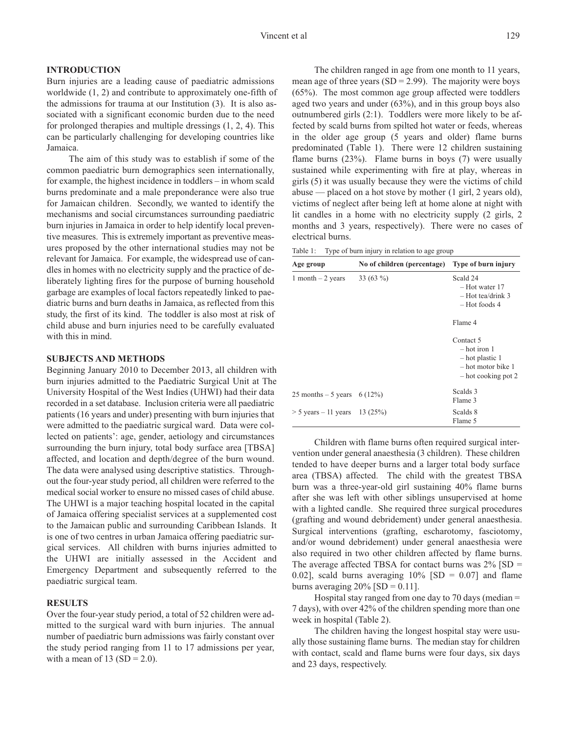## INTRODUCTION

Burn injuries are a leading cause of paediatric admissions worldwide (1, 2) and contribute to approximately one-fifth of the admissions for trauma at our Institution (3). It is also associated with a significant economic burden due to the need for prolonged therapies and multiple dressings (1, 2, 4). This can be particularly challenging for developing countries like Jamaica.

The aim of this study was to establish if some of the common paediatric burn demographics seen internationally, for example, the highest incidence in toddlers – in whom scald burns predominate and a male preponderance were also true for Jamaican children. Secondly, we wanted to identify the mechanisms and social circumstances surrounding paediatric burn injuries in Jamaica in order to help identify local preventive measures. This is extremely important as preventive measures proposed by the other international studies may not be relevant for Jamaica. For example, the widespread use of candles in homes with no electricity supply and the practice of deliberately lighting fires for the purpose of burning household garbage are examples of local factors repeatedly linked to paediatric burns and burn deaths in Jamaica, as reflected from this study, the first of its kind. The toddler is also most at risk of child abuse and burn injuries need to be carefully evaluated with this in mind.

## SUBJECTS AND METHODS

Beginning January 2010 to December 2013, all children with burn injuries admitted to the Paediatric Surgical Unit at The University Hospital of the West Indies (UHWI) had their data recorded in a set database. Inclusion criteria were all paediatric patients (16 years and under) presenting with burn injuries that were admitted to the paediatric surgical ward. Data were collected on patients': age, gender, aetiology and circumstances surrounding the burn injury, total body surface area [TBSA] affected, and location and depth/degree of the burn wound. The data were analysed using descriptive statistics. Throughout the four-year study period, all children were referred to the medical social worker to ensure no missed cases of child abuse. The UHWI is a major teaching hospital located in the capital of Jamaica offering specialist services at a supplemented cost to the Jamaican public and surrounding Caribbean Islands. It is one of two centres in urban Jamaica offering paediatric surgical services. All children with burns injuries admitted to the UHWI are initially assessed in the Accident and Emergency Department and subsequently referred to the paediatric surgical team.

## RESULTS

Over the four-year study period, a total of 52 children were admitted to the surgical ward with burn injuries. The annual number of paediatric burn admissions was fairly constant over the study period ranging from 11 to 17 admissions per year, with a mean of 13 (SD = 2.0).

The children ranged in age from one month to 11 years, mean age of three years (SD = 2.99). The majority were boys (65%). The most common age group affected were toddlers aged two years and under (63%), and in this group boys also outnumbered girls (2:1). Toddlers were more likely to be affected by scald burns from spilted hot water or feeds, whereas in the older age group (5 years and older) flame burns predominated (Table 1). There were 12 children sustaining flame burns (23%). Flame burns in boys (7) were usually sustained while experimenting with fire at play, whereas in girls (5) it was usually because they were the victims of child abuse — placed on a hot stove by mother (1 girl, 2 years old), victims of neglect after being left at home alone at night with lit candles in a home with no electricity supply (2 girls, 2 months and 3 years, respectively). There were no cases of electrical burns.

Table 1: Type of burn injury in relation to age group

| Age group | No of children (percentage) | Type of burn injury |
|---|---|---|
| 1 month – 2 years | 33 (63 %) | Scald 24<br>– Hot water 17<br>– Hot tea/drink 3<br>– Hot foods 4<br><br>Flame 4<br><br>Contact 5<br>– hot iron 1<br>– hot plastic 1<br>– hot motor bike 1<br>– hot cooking pot 2 |
| 25 months – 5 years | 6 (12%) | Scalds 3<br>Flame 3 |
| > 5 years – 11 years | 13 (25%) | Scalds 8<br>Flame 5 |

Children with flame burns often required surgical intervention under general anaesthesia (3 children). These children tended to have deeper burns and a larger total body surface area (TBSA) affected. The child with the greatest TBSA burn was a three-year-old girl sustaining 40% flame burns after she was left with other siblings unsupervised at home with a lighted candle. She required three surgical procedures (grafting and wound debridement) under general anaesthesia. Surgical interventions (grafting, escharotomy, fasciotomy, and/or wound debridement) under general anaesthesia were also required in two other children affected by flame burns. The average affected TBSA for contact burns was 2% [SD = 0.02], scald burns averaging 10% [SD = 0.07] and flame burns averaging 20% [SD = 0.11].

Hospital stay ranged from one day to 70 days (median = 7 days), with over 42% of the children spending more than one week in hospital (Table 2).

The children having the longest hospital stay were usually those sustaining flame burns. The median stay for children with contact, scald and flame burns were four days, six days and 23 days, respectively.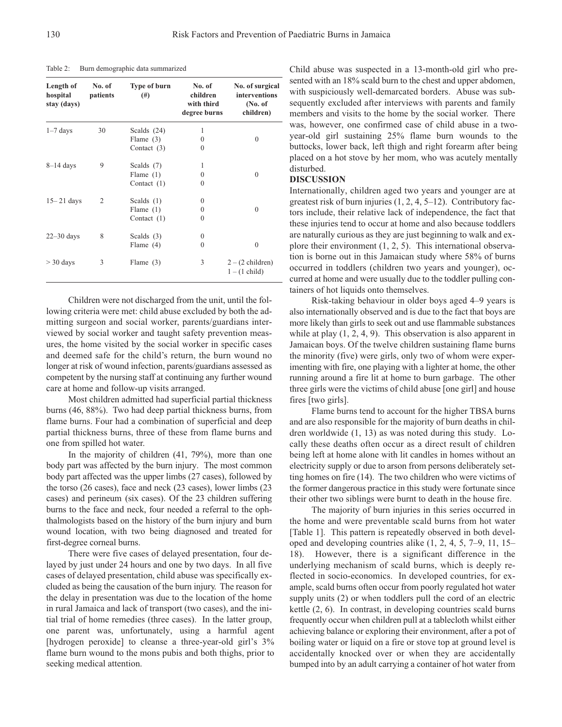Table 2: Burn demographic data summarized

| Length of hospital stay (days) | No. of patients | Type of burn (#) | No. of children with third degree burns | No. of surgical interventions (No. of children) |
|---|---|---|---|---|
| 1–7 days | 30 | Scalds (24)<br>Flame (3)<br>Contact (3) | 1<br>0<br>0 | 0 |
| 8–14 days | 9 | Scalds (7)<br>Flame (1)<br>Contact (1) | 1<br>0<br>0 | 0 |
| 15– 21 days | 2 | Scalds (1)<br>Flame (1)<br>Contact (1) | 0<br>0<br>0 | 0 |
| 22–30 days | 8 | Scalds (3)<br>Flame (4) | 0<br>0 | 0 |
| > 30 days | 3 | Flame (3) | 3 | 2 – (2 children)<br>1 – (1 child) |

Children were not discharged from the unit, until the following criteria were met: child abuse excluded by both the admitting surgeon and social worker, parents/guardians interviewed by social worker and taught safety prevention measures, the home visited by the social worker in specific cases and deemed safe for the child's return, the burn wound no longer at risk of wound infection, parents/guardians assessed as competent by the nursing staff at continuing any further wound care at home and follow-up visits arranged.

Most children admitted had superficial partial thickness burns (46, 88%). Two had deep partial thickness burns, from flame burns. Four had a combination of superficial and deep partial thickness burns, three of these from flame burns and one from spilled hot water.

In the majority of children (41, 79%), more than one body part was affected by the burn injury. The most common body part affected was the upper limbs (27 cases), followed by the torso (26 cases), face and neck (23 cases), lower limbs (23 cases) and perineum (six cases). Of the 23 children suffering burns to the face and neck, four needed a referral to the ophthalmologists based on the history of the burn injury and burn wound location, with two being diagnosed and treated for first-degree corneal burns.

There were five cases of delayed presentation, four delayed by just under 24 hours and one by two days. In all five cases of delayed presentation, child abuse was specifically excluded as being the causation of the burn injury. The reason for the delay in presentation was due to the location of the home in rural Jamaica and lack of transport (two cases), and the initial trial of home remedies (three cases). In the latter group, one parent was, unfortunately, using a harmful agent [hydrogen peroxide] to cleanse a three-year-old girl's 3% flame burn wound to the mons pubis and both thighs, prior to seeking medical attention.

Child abuse was suspected in a 13-month-old girl who presented with an 18% scald burn to the chest and upper abdomen, with suspiciously well-demarcated borders. Abuse was subsequently excluded after interviews with parents and family members and visits to the home by the social worker. There was, however, one confirmed case of child abuse in a two-year-old girl sustaining 25% flame burn wounds to the buttocks, lower back, left thigh and right forearm after being placed on a hot stove by her mom, who was acutely mentally disturbed.

## DISCUSSION

Internationally, children aged two years and younger are at greatest risk of burn injuries (1, 2, 4, 5–12). Contributory factors include, their relative lack of independence, the fact that these injuries tend to occur at home and also because toddlers are naturally curious as they are just beginning to walk and explore their environment (1, 2, 5). This international observation is borne out in this Jamaican study where 58% of burns occurred in toddlers (children two years and younger), occurred at home and were usually due to the toddler pulling containers of hot liquids onto themselves.

Risk-taking behaviour in older boys aged 4–9 years is also internationally observed and is due to the fact that boys are more likely than girls to seek out and use flammable substances while at play (1, 2, 4, 9). This observation is also apparent in Jamaican boys. Of the twelve children sustaining flame burns the minority (five) were girls, only two of whom were experimenting with fire, one playing with a lighter at home, the other running around a fire lit at home to burn garbage. The other three girls were the victims of child abuse [one girl] and house fires [two girls].

Flame burns tend to account for the higher TBSA burns and are also responsible for the majority of burn deaths in children worldwide (1, 13) as was noted during this study. Locally these deaths often occur as a direct result of children being left at home alone with lit candles in homes without an electricity supply or due to arson from persons deliberately setting homes on fire (14). The two children who were victims of the former dangerous practice in this study were fortunate since their other two siblings were burnt to death in the house fire.

The majority of burn injuries in this series occurred in the home and were preventable scald burns from hot water [Table 1]. This pattern is repeatedly observed in both developed and developing countries alike (1, 2, 4, 5, 7–9, 11, 15–18). However, there is a significant difference in the underlying mechanism of scald burns, which is deeply reflected in socio-economics. In developed countries, for example, scald burns often occur from poorly regulated hot water supply units (2) or when toddlers pull the cord of an electric kettle (2, 6). In contrast, in developing countries scald burns frequently occur when children pull at a tablecloth whilst either achieving balance or exploring their environment, after a pot of boiling water or liquid on a fire or stove top at ground level is accidentally knocked over or when they are accidentally bumped into by an adult carrying a container of hot water from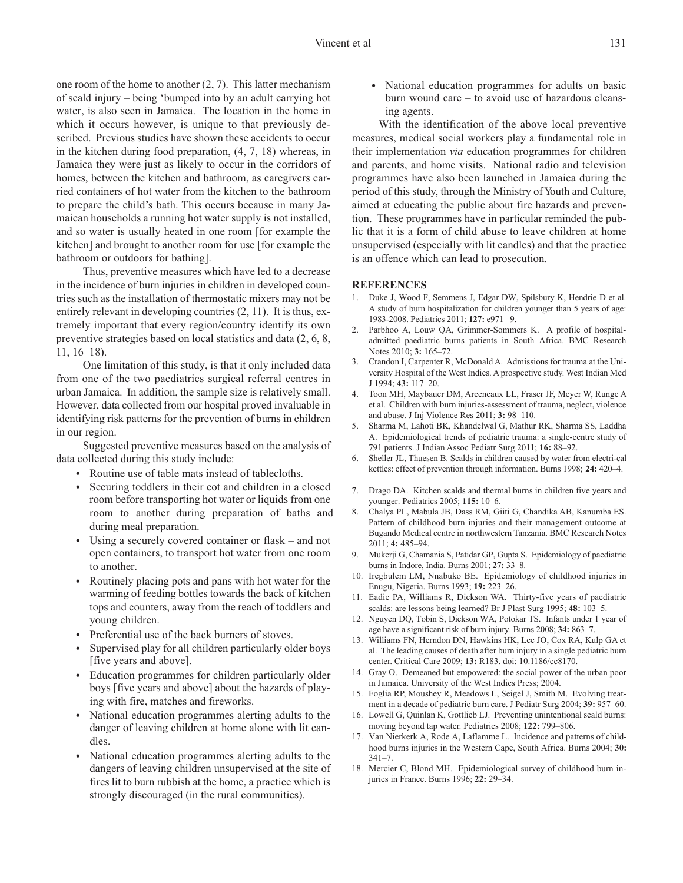one room of the home to another (2, 7). This latter mechanism of scald injury – being 'bumped into by an adult carrying hot water, is also seen in Jamaica. The location in the home in which it occurs however, is unique to that previously described. Previous studies have shown these accidents to occur in the kitchen during food preparation, (4, 7, 18) whereas, in Jamaica they were just as likely to occur in the corridors of homes, between the kitchen and bathroom, as caregivers carried containers of hot water from the kitchen to the bathroom to prepare the child's bath. This occurs because in many Jamaican households a running hot water supply is not installed, and so water is usually heated in one room [for example the kitchen] and brought to another room for use [for example the bathroom or outdoors for bathing].

Thus, preventive measures which have led to a decrease in the incidence of burn injuries in children in developed countries such as the installation of thermostatic mixers may not be entirely relevant in developing countries (2, 11). It is thus, extremely important that every region/country identify its own preventive strategies based on local statistics and data (2, 6, 8, 11, 16–18).

One limitation of this study, is that it only included data from one of the two paediatrics surgical referral centres in urban Jamaica. In addition, the sample size is relatively small. However, data collected from our hospital proved invaluable in identifying risk patterns for the prevention of burns in children in our region.

Suggested preventive measures based on the analysis of data collected during this study include:

- Routine use of table mats instead of tablecloths.
- Securing toddlers in their cot and children in a closed room before transporting hot water or liquids from one room to another during preparation of baths and during meal preparation.
- Using a securely covered container or flask – and not open containers, to transport hot water from one room to another.
- Routinely placing pots and pans with hot water for the warming of feeding bottles towards the back of kitchen tops and counters, away from the reach of toddlers and young children.
- Preferential use of the back burners of stoves.
- Supervised play for all children particularly older boys [five years and above].
- Education programmes for children particularly older boys [five years and above] about the hazards of playing with fire, matches and fireworks.
- National education programmes alerting adults to the danger of leaving children at home alone with lit candles.
- National education programmes alerting adults to the dangers of leaving children unsupervised at the site of fires lit to burn rubbish at the home, a practice which is strongly discouraged (in the rural communities).
- National education programmes for adults on basic burn wound care – to avoid use of hazardous cleansing agents.

With the identification of the above local preventive measures, medical social workers play a fundamental role in their implementation *via* education programmes for children and parents, and home visits. National radio and television programmes have also been launched in Jamaica during the period of this study, through the Ministry of Youth and Culture, aimed at educating the public about fire hazards and prevention. These programmes have in particular reminded the public that it is a form of child abuse to leave children at home unsupervised (especially with lit candles) and that the practice is an offence which can lead to prosecution.

## REFERENCES

1. Duke J, Wood F, Semmens J, Edgar DW, Spilsbury K, Hendrie D et al. A study of burn hospitalization for children younger than 5 years of age: 1983-2008. Pediatrics 2011; **127:** e971– 9.
2. Parbhoo A, Louw QA, Grimmer-Sommers K. A profile of hospital-admitted paediatric burns patients in South Africa. BMC Research Notes 2010; **3:** 165–72.
3. Crandon I, Carpenter R, McDonald A. Admissions for trauma at the University Hospital of the West Indies. A prospective study. West Indian Med J 1994; **43:** 117–20.
4. Toon MH, Maybauer DM, Arceneaux LL, Fraser JF, Meyer W, Runge A et al. Children with burn injuries-assessment of trauma, neglect, violence and abuse. J Inj Violence Res 2011; **3:** 98–110.
5. Sharma M, Lahoti BK, Khandelwal G, Mathur RK, Sharma SS, Laddha A. Epidemiological trends of pediatric trauma: a single-centre study of 791 patients. J Indian Assoc Pediatr Surg 2011; **16:** 88–92.
6. Sheller JL, Thuesen B. Scalds in children caused by water from electri-cal kettles: effect of prevention through information. Burns 1998; **24:** 420–4.
7. Drago DA. Kitchen scalds and thermal burns in children five years and younger. Pediatrics 2005; **115:** 10–6.
8. Chalya PL, Mabula JB, Dass RM, Giiti G, Chandika AB, Kanumba ES. Pattern of childhood burn injuries and their management outcome at Bugando Medical centre in northwestern Tanzania. BMC Research Notes 2011; **4:** 485–94.
9. Mukerji G, Chamania S, Patidar GP, Gupta S. Epidemiology of paediatric burns in Indore, India. Burns 2001; **27:** 33–8.
10. Iregbulem LM, Nnabuko BE. Epidemiology of childhood injuries in Enugu, Nigeria. Burns 1993; **19:** 223–26.
11. Eadie PA, Williams R, Dickson WA. Thirty-five years of paediatric scalds: are lessons being learned? Br J Plast Surg 1995; **48:** 103–5.
12. Nguyen DQ, Tobin S, Dickson WA, Potokar TS. Infants under 1 year of age have a significant risk of burn injury. Burns 2008; **34:** 863–7.
13. Williams FN, Herndon DN, Hawkins HK, Lee JO, Cox RA, Kulp GA et al. The leading causes of death after burn injury in a single pediatric burn center. Critical Care 2009; **13:** R183. doi: 10.1186/cc8170.
14. Gray O. Demeaned but empowered: the social power of the urban poor in Jamaica. University of the West Indies Press; 2004.
15. Foglia RP, Moushey R, Meadows L, Seigel J, Smith M. Evolving treatment in a decade of pediatric burn care. J Pediatr Surg 2004; **39:** 957–60.
16. Lowell G, Quinlan K, Gottlieb LJ. Preventing unintentional scald burns: moving beyond tap water. Pediatrics 2008; **122:** 799–806.
17. Van Nierkerk A, Rode A, Laflamme L. Incidence and patterns of childhood burns injuries in the Western Cape, South Africa. Burns 2004; **30:** 341–7.
18. Mercier C, Blond MH. Epidemiological survey of childhood burn injuries in France. Burns 1996; **22:** 29–34.